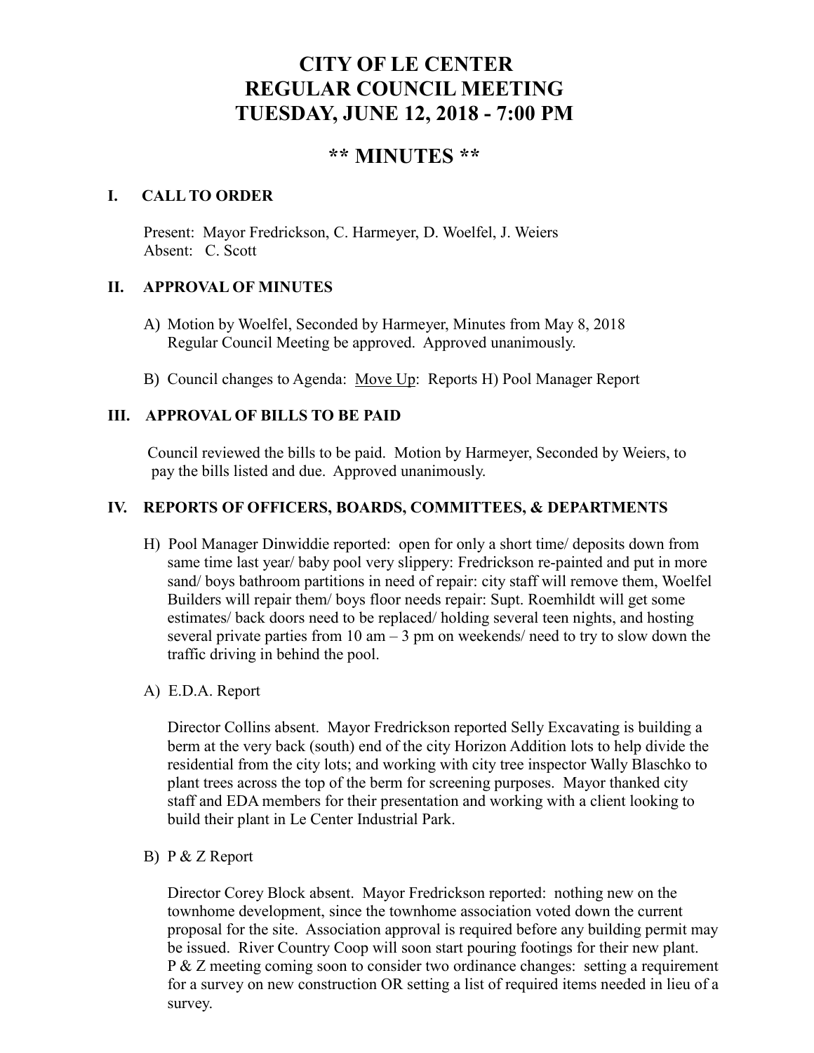# CITY OF LE CENTER
# REGULAR COUNCIL MEETING
# TUESDAY, JUNE 12, 2018 - 7:00 PM

## ** MINUTES **

### I. CALL TO ORDER

Present: Mayor Fredrickson, C. Harmeyer, D. Woelfel, J. Weiers
Absent: C. Scott

### II. APPROVAL OF MINUTES

A) Motion by Woelfel, Seconded by Harmeyer, Minutes from May 8, 2018 Regular Council Meeting be approved. Approved unanimously.

B) Council changes to Agenda: Move Up: Reports H) Pool Manager Report

### III. APPROVAL OF BILLS TO BE PAID

Council reviewed the bills to be paid. Motion by Harmeyer, Seconded by Weiers, to pay the bills listed and due. Approved unanimously.

### IV. REPORTS OF OFFICERS, BOARDS, COMMITTEES, & DEPARTMENTS

H) Pool Manager Dinwiddie reported: open for only a short time/ deposits down from same time last year/ baby pool very slippery: Fredrickson re-painted and put in more sand/ boys bathroom partitions in need of repair: city staff will remove them, Woelfel Builders will repair them/ boys floor needs repair: Supt. Roemhildt will get some estimates/ back doors need to be replaced/ holding several teen nights, and hosting several private parties from 10 am – 3 pm on weekends/ need to try to slow down the traffic driving in behind the pool.

A) E.D.A. Report

Director Collins absent. Mayor Fredrickson reported Selly Excavating is building a berm at the very back (south) end of the city Horizon Addition lots to help divide the residential from the city lots; and working with city tree inspector Wally Blaschko to plant trees across the top of the berm for screening purposes. Mayor thanked city staff and EDA members for their presentation and working with a client looking to build their plant in Le Center Industrial Park.

B) P & Z Report

Director Corey Block absent. Mayor Fredrickson reported: nothing new on the townhome development, since the townhome association voted down the current proposal for the site. Association approval is required before any building permit may be issued. River Country Coop will soon start pouring footings for their new plant. P & Z meeting coming soon to consider two ordinance changes: setting a requirement for a survey on new construction OR setting a list of required items needed in lieu of a survey.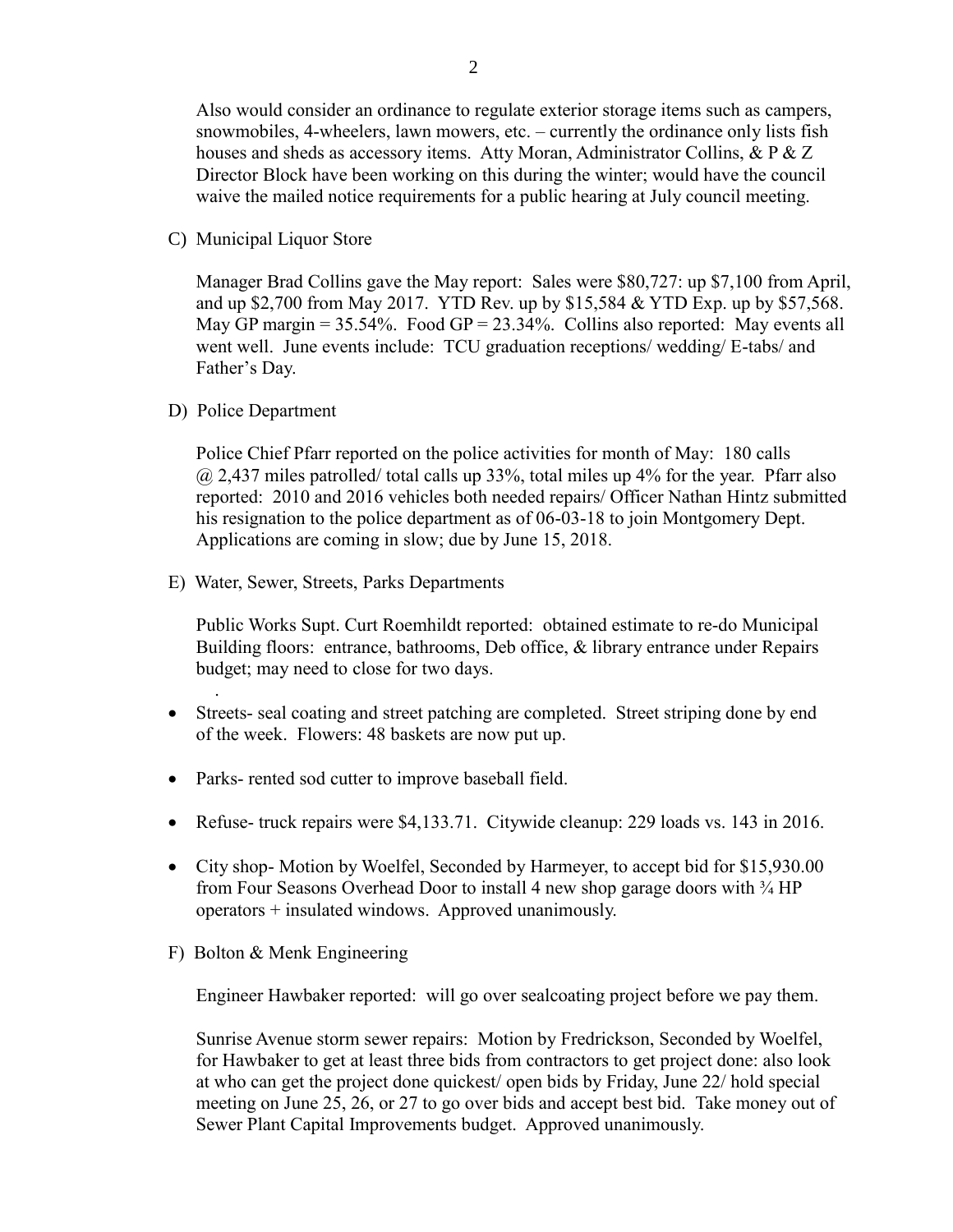Also would consider an ordinance to regulate exterior storage items such as campers, snowmobiles, 4-wheelers, lawn mowers, etc. – currently the ordinance only lists fish houses and sheds as accessory items. Atty Moran, Administrator Collins, & P & Z Director Block have been working on this during the winter; would have the council waive the mailed notice requirements for a public hearing at July council meeting.

C) Municipal Liquor Store

Manager Brad Collins gave the May report: Sales were $80,727: up $7,100 from April, and up $2,700 from May 2017. YTD Rev. up by $15,584 & YTD Exp. up by $57,568. May GP margin = 35.54%. Food GP = 23.34%. Collins also reported: May events all went well. June events include: TCU graduation receptions/ wedding/ E-tabs/ and Father's Day.

D) Police Department

Police Chief Pfarr reported on the police activities for month of May: 180 calls @ 2,437 miles patrolled/ total calls up 33%, total miles up 4% for the year. Pfarr also reported: 2010 and 2016 vehicles both needed repairs/ Officer Nathan Hintz submitted his resignation to the police department as of 06-03-18 to join Montgomery Dept. Applications are coming in slow; due by June 15, 2018.

E) Water, Sewer, Streets, Parks Departments

Public Works Supt. Curt Roemhildt reported: obtained estimate to re-do Municipal Building floors: entrance, bathrooms, Deb office, & library entrance under Repairs budget; may need to close for two days.

- Streets- seal coating and street patching are completed. Street striping done by end of the week. Flowers: 48 baskets are now put up.
- Parks- rented sod cutter to improve baseball field.
- Refuse- truck repairs were $4,133.71. Citywide cleanup: 229 loads vs. 143 in 2016.
- City shop- Motion by Woelfel, Seconded by Harmeyer, to accept bid for $15,930.00 from Four Seasons Overhead Door to install 4 new shop garage doors with ¾ HP operators + insulated windows. Approved unanimously.

F) Bolton & Menk Engineering

Engineer Hawbaker reported: will go over sealcoating project before we pay them.

Sunrise Avenue storm sewer repairs: Motion by Fredrickson, Seconded by Woelfel, for Hawbaker to get at least three bids from contractors to get project done: also look at who can get the project done quickest/ open bids by Friday, June 22/ hold special meeting on June 25, 26, or 27 to go over bids and accept best bid. Take money out of Sewer Plant Capital Improvements budget. Approved unanimously.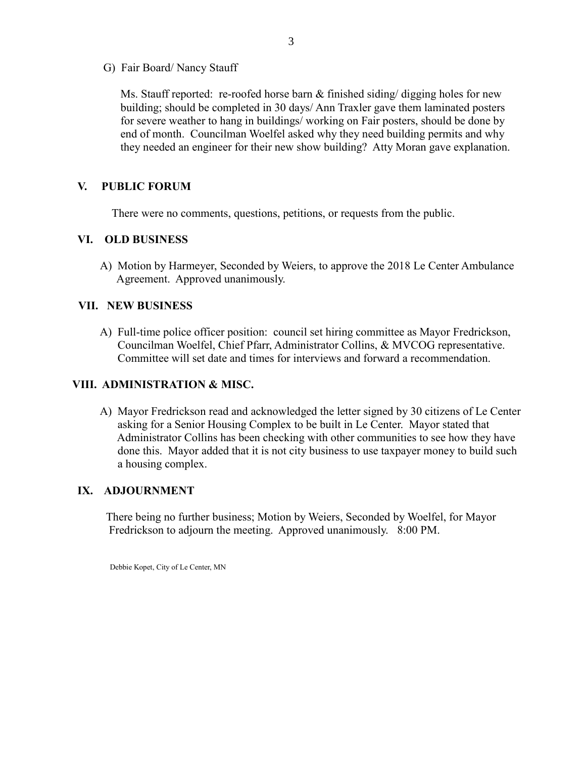G) Fair Board/ Nancy Stauff

Ms. Stauff reported: re-roofed horse barn & finished siding/ digging holes for new building; should be completed in 30 days/ Ann Traxler gave them laminated posters for severe weather to hang in buildings/ working on Fair posters, should be done by end of month. Councilman Woelfel asked why they need building permits and why they needed an engineer for their new show building? Atty Moran gave explanation.

## V. PUBLIC FORUM

There were no comments, questions, petitions, or requests from the public.

## VI. OLD BUSINESS

A) Motion by Harmeyer, Seconded by Weiers, to approve the 2018 Le Center Ambulance Agreement. Approved unanimously.

## VII. NEW BUSINESS

A) Full-time police officer position: council set hiring committee as Mayor Fredrickson, Councilman Woelfel, Chief Pfarr, Administrator Collins, & MVCOG representative. Committee will set date and times for interviews and forward a recommendation.

## VIII. ADMINISTRATION & MISC.

A) Mayor Fredrickson read and acknowledged the letter signed by 30 citizens of Le Center asking for a Senior Housing Complex to be built in Le Center. Mayor stated that Administrator Collins has been checking with other communities to see how they have done this. Mayor added that it is not city business to use taxpayer money to build such a housing complex.

## IX. ADJOURNMENT

There being no further business; Motion by Weiers, Seconded by Woelfel, for Mayor Fredrickson to adjourn the meeting. Approved unanimously. 8:00 PM.

Debbie Kopet, City of Le Center, MN